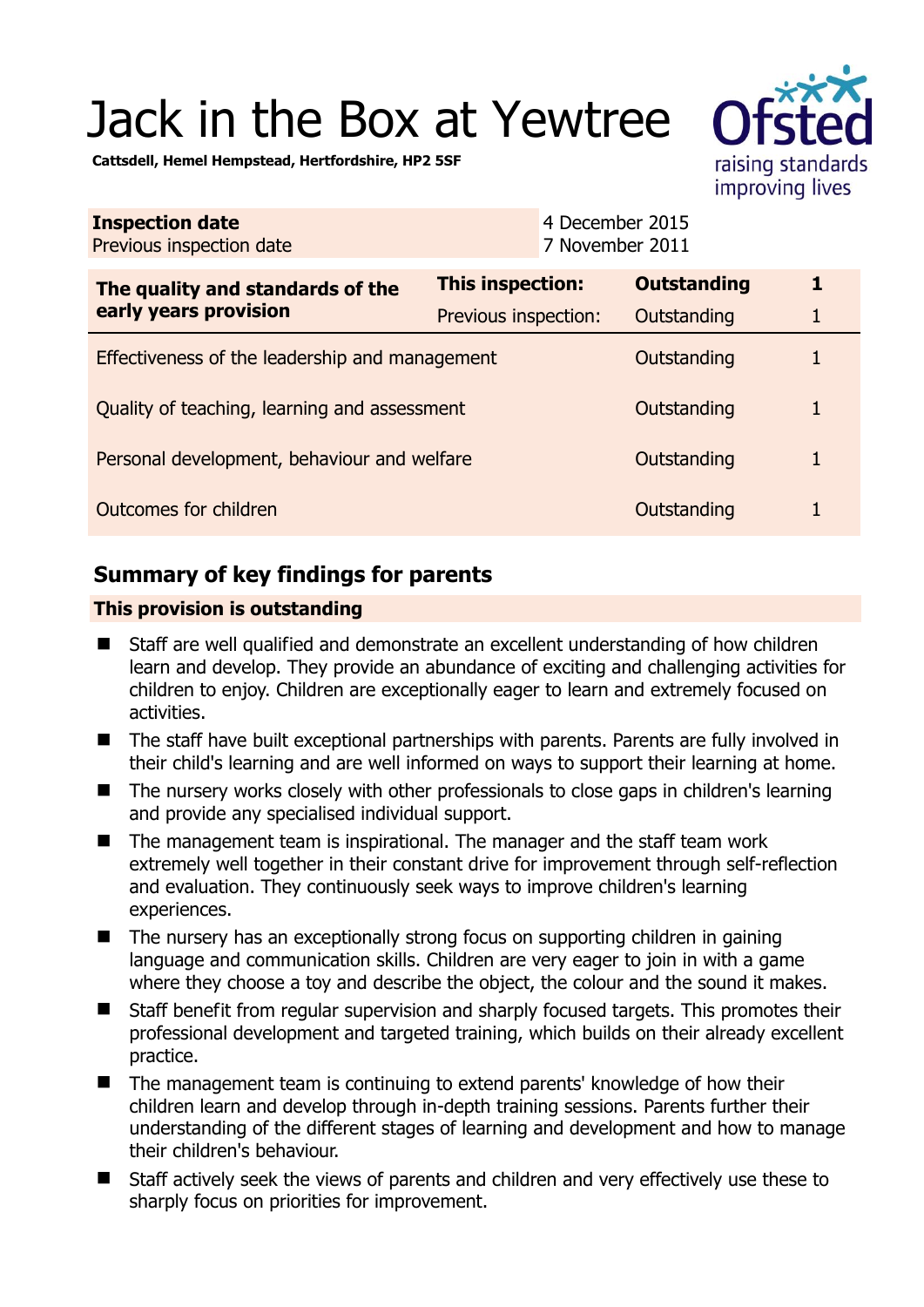# Jack in the Box at Yewtree

**Cattsdell, Hemel Hempstead, Hertfordshire, HP2 5SF**

| **Inspection date** | 4 December 2015 |
|---|---|
| Previous inspection date | 7 November 2011 |

| **The quality and standards of the early years provision** | **This inspection:** | **Outstanding** | **1** |
|---|---|---|---|
| | Previous inspection: | Outstanding | 1 |
| Effectiveness of the leadership and management | | Outstanding | 1 |
| Quality of teaching, learning and assessment | | Outstanding | 1 |
| Personal development, behaviour and welfare | | Outstanding | 1 |
| Outcomes for children | | Outstanding | 1 |

## Summary of key findings for parents

**This provision is outstanding**

- Staff are well qualified and demonstrate an excellent understanding of how children learn and develop. They provide an abundance of exciting and challenging activities for children to enjoy. Children are exceptionally eager to learn and extremely focused on activities.
- The staff have built exceptional partnerships with parents. Parents are fully involved in their child's learning and are well informed on ways to support their learning at home.
- The nursery works closely with other professionals to close gaps in children's learning and provide any specialised individual support.
- The management team is inspirational. The manager and the staff team work extremely well together in their constant drive for improvement through self-reflection and evaluation. They continuously seek ways to improve children's learning experiences.
- The nursery has an exceptionally strong focus on supporting children in gaining language and communication skills. Children are very eager to join in with a game where they choose a toy and describe the object, the colour and the sound it makes.
- Staff benefit from regular supervision and sharply focused targets. This promotes their professional development and targeted training, which builds on their already excellent practice.
- The management team is continuing to extend parents' knowledge of how their children learn and develop through in-depth training sessions. Parents further their understanding of the different stages of learning and development and how to manage their children's behaviour.
- Staff actively seek the views of parents and children and very effectively use these to sharply focus on priorities for improvement.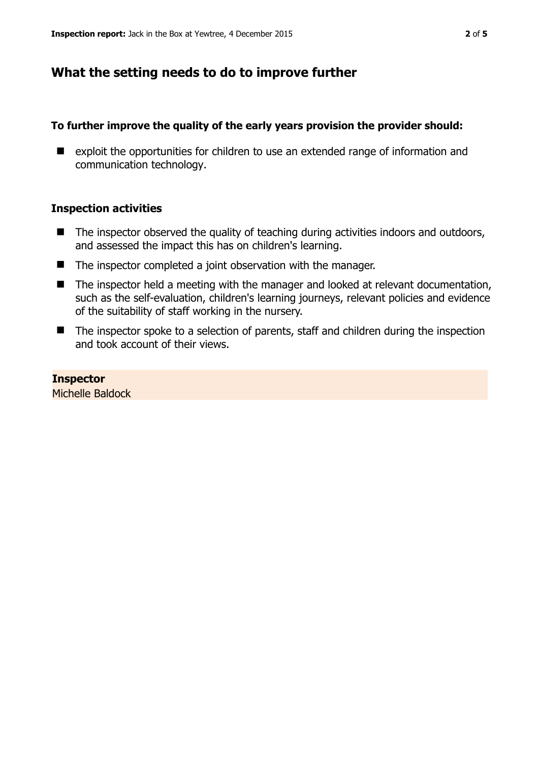## What the setting needs to do to improve further

**To further improve the quality of the early years provision the provider should:**

- exploit the opportunities for children to use an extended range of information and communication technology.

### Inspection activities

- The inspector observed the quality of teaching during activities indoors and outdoors, and assessed the impact this has on children's learning.
- The inspector completed a joint observation with the manager.
- The inspector held a meeting with the manager and looked at relevant documentation, such as the self-evaluation, children's learning journeys, relevant policies and evidence of the suitability of staff working in the nursery.
- The inspector spoke to a selection of parents, staff and children during the inspection and took account of their views.

**Inspector**
Michelle Baldock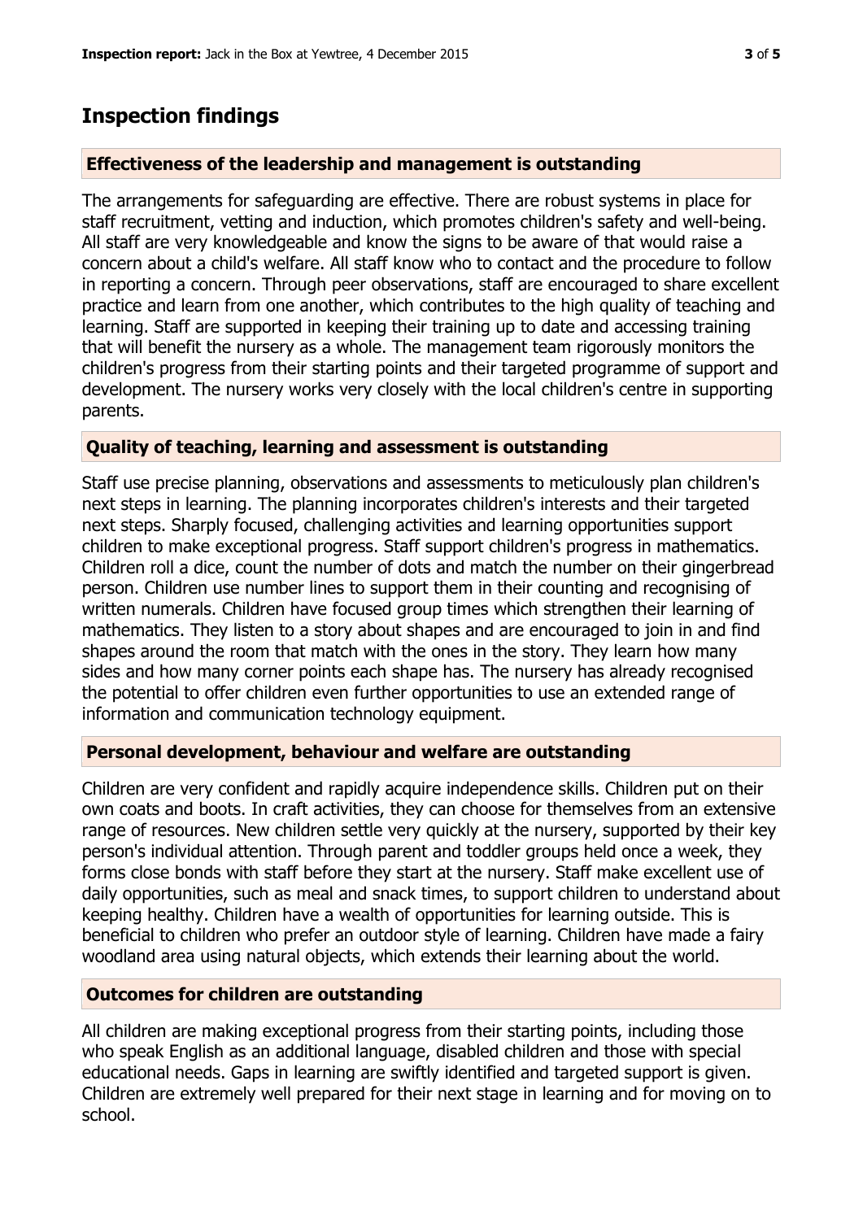## Inspection findings

### Effectiveness of the leadership and management is outstanding

The arrangements for safeguarding are effective. There are robust systems in place for staff recruitment, vetting and induction, which promotes children's safety and well-being. All staff are very knowledgeable and know the signs to be aware of that would raise a concern about a child's welfare. All staff know who to contact and the procedure to follow in reporting a concern. Through peer observations, staff are encouraged to share excellent practice and learn from one another, which contributes to the high quality of teaching and learning. Staff are supported in keeping their training up to date and accessing training that will benefit the nursery as a whole. The management team rigorously monitors the children's progress from their starting points and their targeted programme of support and development. The nursery works very closely with the local children's centre in supporting parents.

### Quality of teaching, learning and assessment is outstanding

Staff use precise planning, observations and assessments to meticulously plan children's next steps in learning. The planning incorporates children's interests and their targeted next steps. Sharply focused, challenging activities and learning opportunities support children to make exceptional progress. Staff support children's progress in mathematics. Children roll a dice, count the number of dots and match the number on their gingerbread person. Children use number lines to support them in their counting and recognising of written numerals. Children have focused group times which strengthen their learning of mathematics. They listen to a story about shapes and are encouraged to join in and find shapes around the room that match with the ones in the story. They learn how many sides and how many corner points each shape has. The nursery has already recognised the potential to offer children even further opportunities to use an extended range of information and communication technology equipment.

### Personal development, behaviour and welfare are outstanding

Children are very confident and rapidly acquire independence skills. Children put on their own coats and boots. In craft activities, they can choose for themselves from an extensive range of resources. New children settle very quickly at the nursery, supported by their key person's individual attention. Through parent and toddler groups held once a week, they forms close bonds with staff before they start at the nursery. Staff make excellent use of daily opportunities, such as meal and snack times, to support children to understand about keeping healthy. Children have a wealth of opportunities for learning outside. This is beneficial to children who prefer an outdoor style of learning. Children have made a fairy woodland area using natural objects, which extends their learning about the world.

### Outcomes for children are outstanding

All children are making exceptional progress from their starting points, including those who speak English as an additional language, disabled children and those with special educational needs. Gaps in learning are swiftly identified and targeted support is given. Children are extremely well prepared for their next stage in learning and for moving on to school.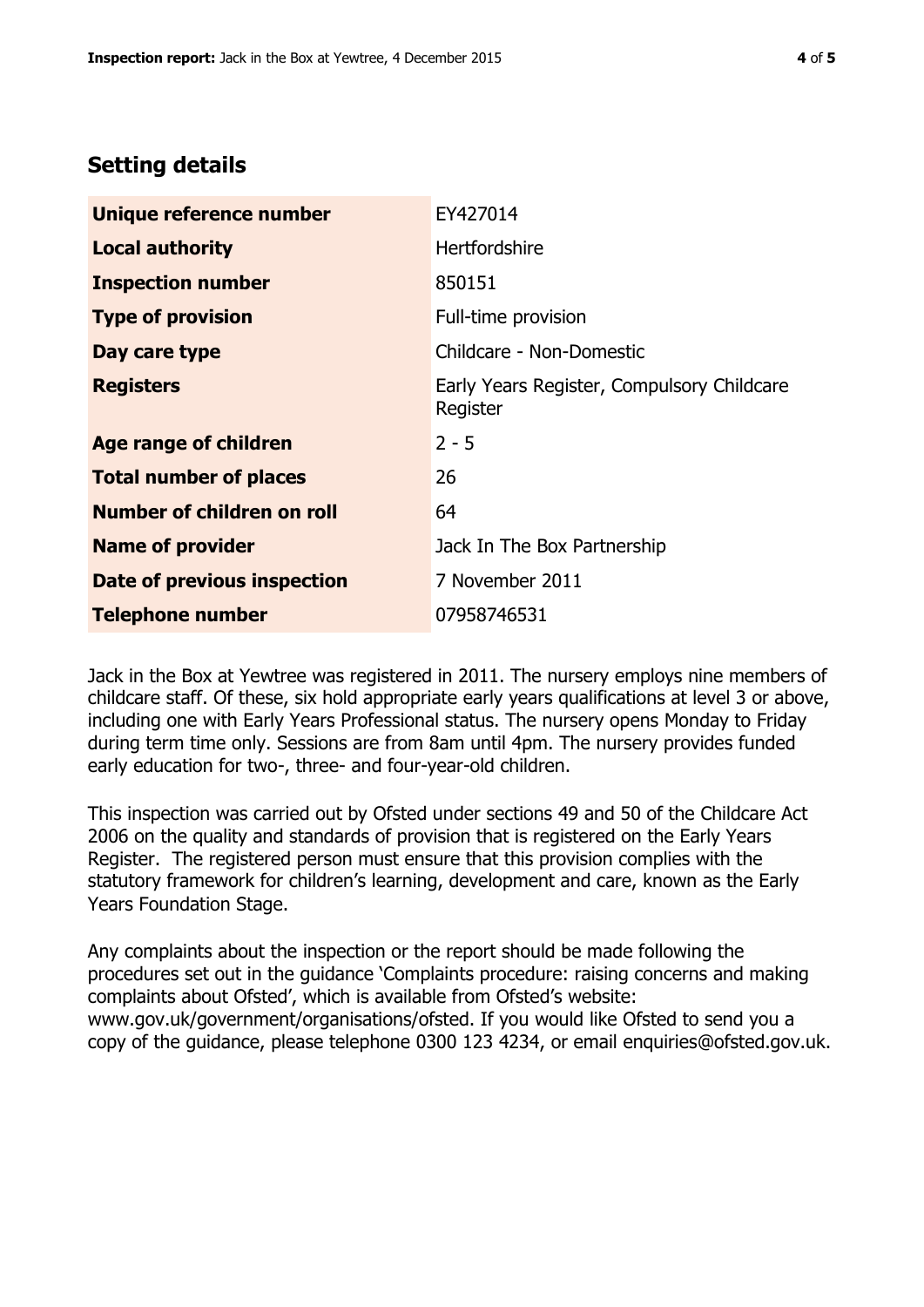## Setting details

| | |
|---|---|
| **Unique reference number** | EY427014 |
| **Local authority** | Hertfordshire |
| **Inspection number** | 850151 |
| **Type of provision** | Full-time provision |
| **Day care type** | Childcare - Non-Domestic |
| **Registers** | Early Years Register, Compulsory Childcare Register |
| **Age range of children** | 2 - 5 |
| **Total number of places** | 26 |
| **Number of children on roll** | 64 |
| **Name of provider** | Jack In The Box Partnership |
| **Date of previous inspection** | 7 November 2011 |
| **Telephone number** | 07958746531 |

Jack in the Box at Yewtree was registered in 2011. The nursery employs nine members of childcare staff. Of these, six hold appropriate early years qualifications at level 3 or above, including one with Early Years Professional status. The nursery opens Monday to Friday during term time only. Sessions are from 8am until 4pm. The nursery provides funded early education for two-, three- and four-year-old children.

This inspection was carried out by Ofsted under sections 49 and 50 of the Childcare Act 2006 on the quality and standards of provision that is registered on the Early Years Register. The registered person must ensure that this provision complies with the statutory framework for children's learning, development and care, known as the Early Years Foundation Stage.

Any complaints about the inspection or the report should be made following the procedures set out in the guidance 'Complaints procedure: raising concerns and making complaints about Ofsted', which is available from Ofsted's website: www.gov.uk/government/organisations/ofsted. If you would like Ofsted to send you a copy of the guidance, please telephone 0300 123 4234, or email enquiries@ofsted.gov.uk.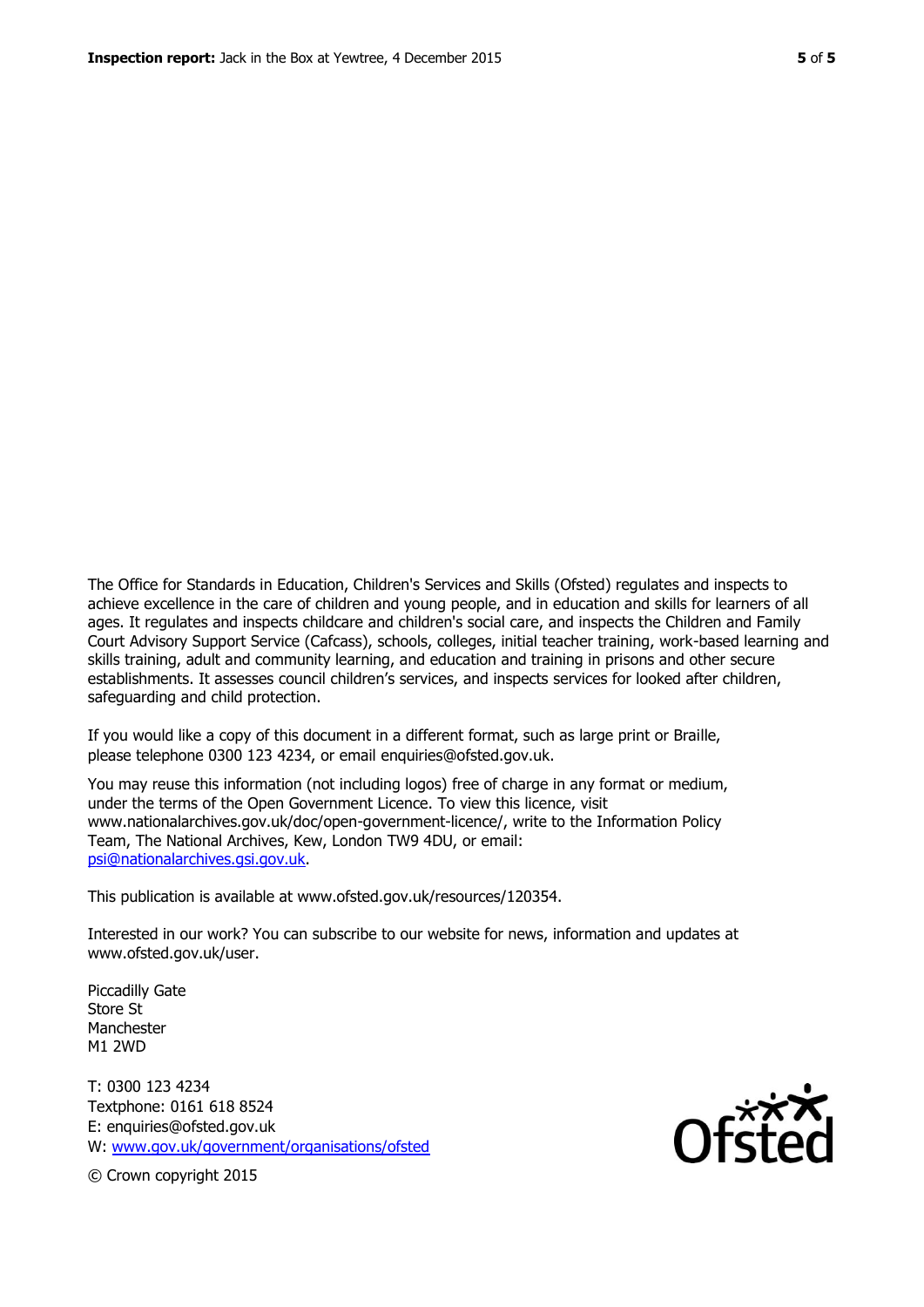The Office for Standards in Education, Children's Services and Skills (Ofsted) regulates and inspects to achieve excellence in the care of children and young people, and in education and skills for learners of all ages. It regulates and inspects childcare and children's social care, and inspects the Children and Family Court Advisory Support Service (Cafcass), schools, colleges, initial teacher training, work-based learning and skills training, adult and community learning, and education and training in prisons and other secure establishments. It assesses council children's services, and inspects services for looked after children, safeguarding and child protection.

If you would like a copy of this document in a different format, such as large print or Braille, please telephone 0300 123 4234, or email enquiries@ofsted.gov.uk.

You may reuse this information (not including logos) free of charge in any format or medium, under the terms of the Open Government Licence. To view this licence, visit www.nationalarchives.gov.uk/doc/open-government-licence/, write to the Information Policy Team, The National Archives, Kew, London TW9 4DU, or email: psi@nationalarchives.gsi.gov.uk.

This publication is available at www.ofsted.gov.uk/resources/120354.

Interested in our work? You can subscribe to our website for news, information and updates at www.ofsted.gov.uk/user.

Piccadilly Gate
Store St
Manchester
M1 2WD

T: 0300 123 4234
Textphone: 0161 618 8524
E: enquiries@ofsted.gov.uk
W: www.gov.uk/government/organisations/ofsted

Ofsted

© Crown copyright 2015